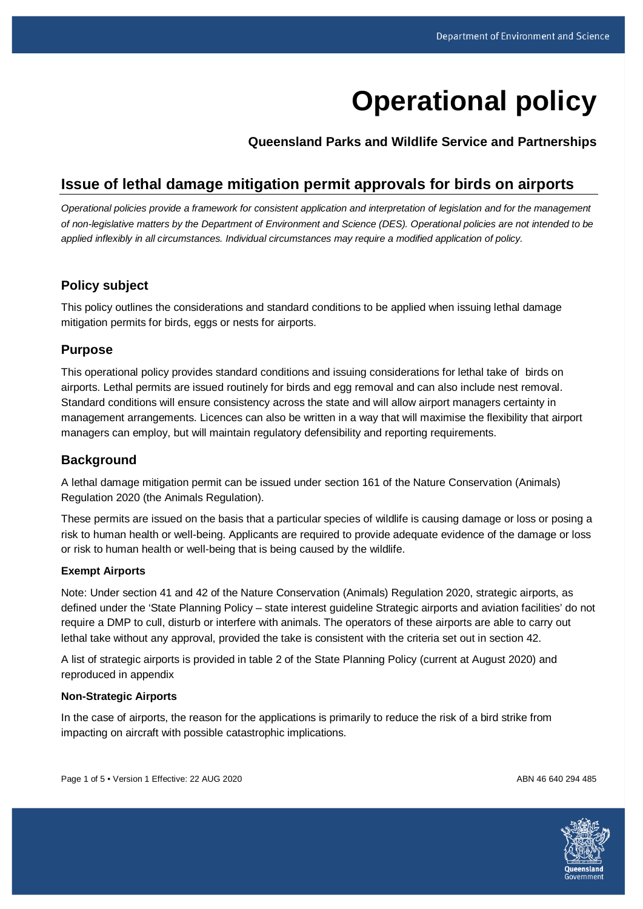# Operational policy

**Queensland Parks and Wildlife Service and Partnerships**

## Issue of lethal damage mitigation permit approvals for birds on airports

*Operational policies provide a framework for consistent application and interpretation of legislation and for the management of non-legislative matters by the Department of Environment and Science (DES). Operational policies are not intended to be applied inflexibly in all circumstances. Individual circumstances may require a modified application of policy.*

### Policy subject

This policy outlines the considerations and standard conditions to be applied when issuing lethal damage mitigation permits for birds, eggs or nests for airports.

### Purpose

This operational policy provides standard conditions and issuing considerations for lethal take of birds on airports. Lethal permits are issued routinely for birds and egg removal and can also include nest removal. Standard conditions will ensure consistency across the state and will allow airport managers certainty in management arrangements. Licences can also be written in a way that will maximise the flexibility that airport managers can employ, but will maintain regulatory defensibility and reporting requirements.

### Background

A lethal damage mitigation permit can be issued under section 161 of the Nature Conservation (Animals) Regulation 2020 (the Animals Regulation).

These permits are issued on the basis that a particular species of wildlife is causing damage or loss or posing a risk to human health or well-being. Applicants are required to provide adequate evidence of the damage or loss or risk to human health or well-being that is being caused by the wildlife.

#### Exempt Airports

Note: Under section 41 and 42 of the Nature Conservation (Animals) Regulation 2020, strategic airports, as defined under the 'State Planning Policy – state interest guideline Strategic airports and aviation facilities' do not require a DMP to cull, disturb or interfere with animals. The operators of these airports are able to carry out lethal take without any approval, provided the take is consistent with the criteria set out in section 42.

A list of strategic airports is provided in table 2 of the State Planning Policy (current at August 2020) and reproduced in appendix

#### Non-Strategic Airports

In the case of airports, the reason for the applications is primarily to reduce the risk of a bird strike from impacting on aircraft with possible catastrophic implications.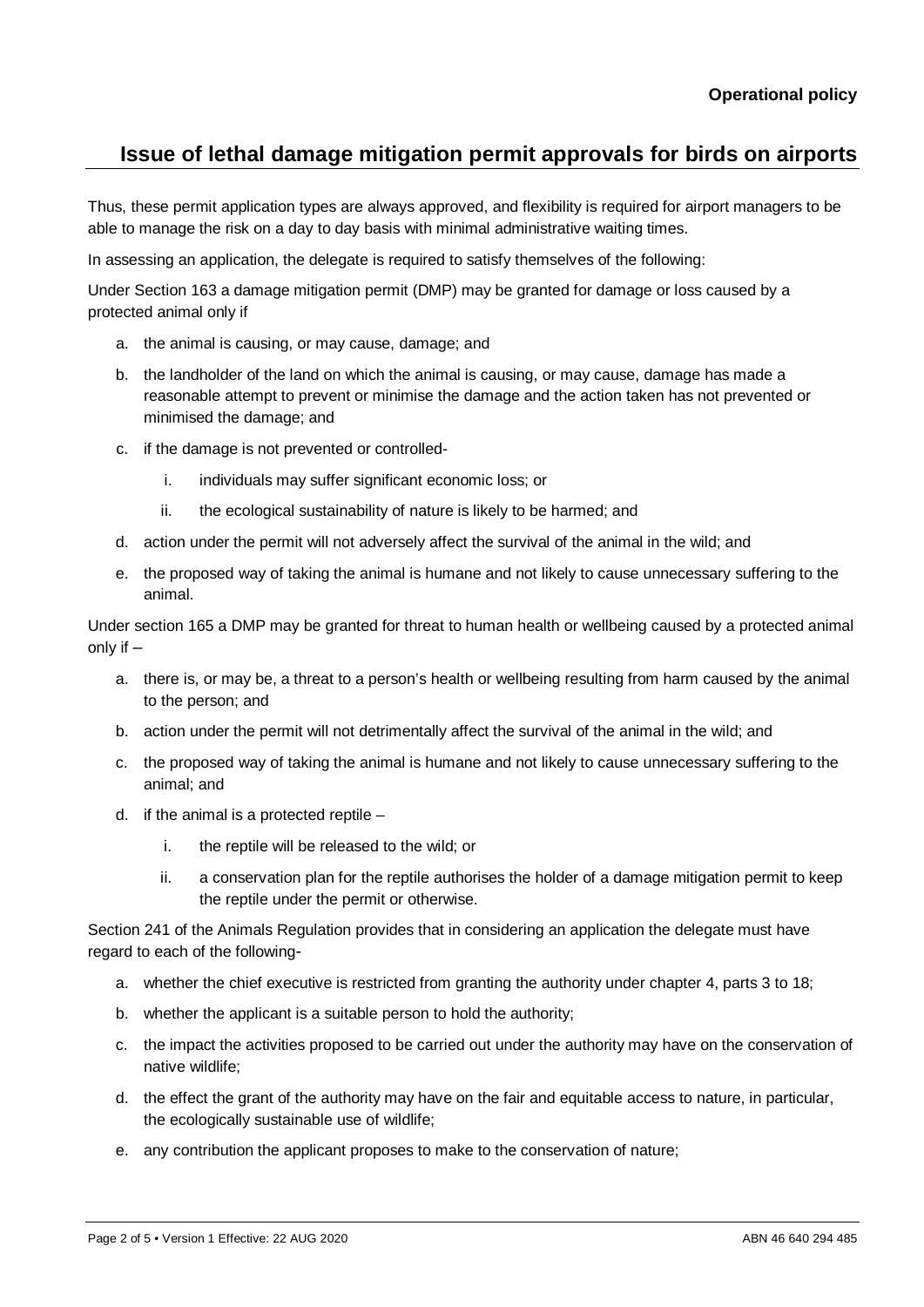Thus, these permit application types are always approved, and flexibility is required for airport managers to be able to manage the risk on a day to day basis with minimal administrative waiting times.

In assessing an application, the delegate is required to satisfy themselves of the following:

Under Section 163 a damage mitigation permit (DMP) may be granted for damage or loss caused by a protected animal only if

a. the animal is causing, or may cause, damage; and
b. the landholder of the land on which the animal is causing, or may cause, damage has made a reasonable attempt to prevent or minimise the damage and the action taken has not prevented or minimised the damage; and
c. if the damage is not prevented or controlled-
    i. individuals may suffer significant economic loss; or
    ii. the ecological sustainability of nature is likely to be harmed; and
d. action under the permit will not adversely affect the survival of the animal in the wild; and
e. the proposed way of taking the animal is humane and not likely to cause unnecessary suffering to the animal.

Under section 165 a DMP may be granted for threat to human health or wellbeing caused by a protected animal only if –

a. there is, or may be, a threat to a person's health or wellbeing resulting from harm caused by the animal to the person; and
b. action under the permit will not detrimentally affect the survival of the animal in the wild; and
c. the proposed way of taking the animal is humane and not likely to cause unnecessary suffering to the animal; and
d. if the animal is a protected reptile –
    i. the reptile will be released to the wild; or
    ii. a conservation plan for the reptile authorises the holder of a damage mitigation permit to keep the reptile under the permit or otherwise.

Section 241 of the Animals Regulation provides that in considering an application the delegate must have regard to each of the following-

a. whether the chief executive is restricted from granting the authority under chapter 4, parts 3 to 18;
b. whether the applicant is a suitable person to hold the authority;
c. the impact the activities proposed to be carried out under the authority may have on the conservation of native wildlife;
d. the effect the grant of the authority may have on the fair and equitable access to nature, in particular, the ecologically sustainable use of wildlife;
e. any contribution the applicant proposes to make to the conservation of nature;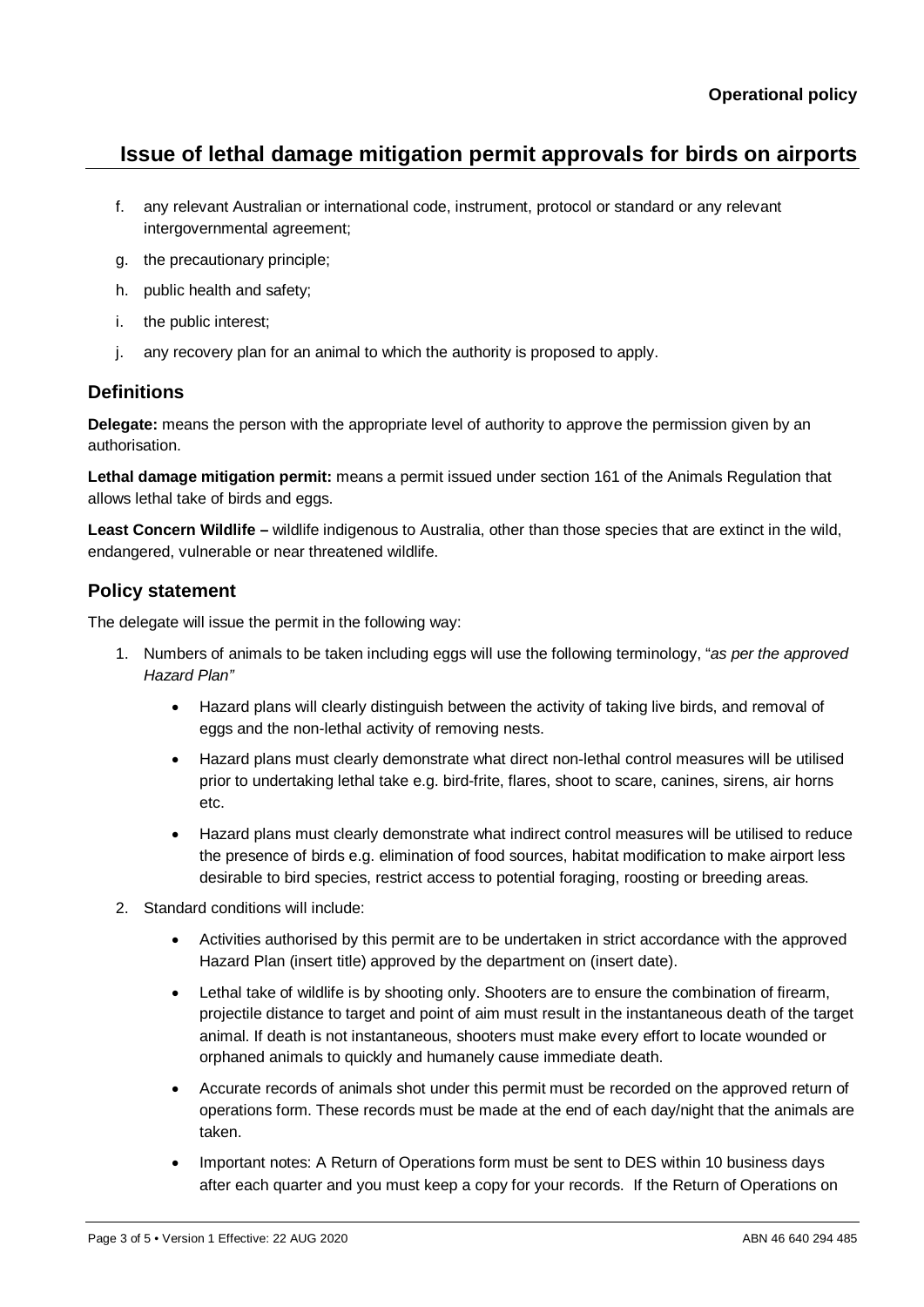f. any relevant Australian or international code, instrument, protocol or standard or any relevant intergovernmental agreement;

g. the precautionary principle;

h. public health and safety;

i. the public interest;

j. any recovery plan for an animal to which the authority is proposed to apply.

## Definitions

**Delegate:** means the person with the appropriate level of authority to approve the permission given by an authorisation.

**Lethal damage mitigation permit:** means a permit issued under section 161 of the Animals Regulation that allows lethal take of birds and eggs.

**Least Concern Wildlife –** wildlife indigenous to Australia, other than those species that are extinct in the wild, endangered, vulnerable or near threatened wildlife.

## Policy statement

The delegate will issue the permit in the following way:

1. Numbers of animals to be taken including eggs will use the following terminology, "*as per the approved Hazard Plan"*
   - Hazard plans will clearly distinguish between the activity of taking live birds, and removal of eggs and the non-lethal activity of removing nests.
   - Hazard plans must clearly demonstrate what direct non-lethal control measures will be utilised prior to undertaking lethal take e.g. bird-frite, flares, shoot to scare, canines, sirens, air horns etc.
   - Hazard plans must clearly demonstrate what indirect control measures will be utilised to reduce the presence of birds e.g. elimination of food sources, habitat modification to make airport less desirable to bird species, restrict access to potential foraging, roosting or breeding areas.
2. Standard conditions will include:
   - Activities authorised by this permit are to be undertaken in strict accordance with the approved Hazard Plan (insert title) approved by the department on (insert date).
   - Lethal take of wildlife is by shooting only. Shooters are to ensure the combination of firearm, projectile distance to target and point of aim must result in the instantaneous death of the target animal. If death is not instantaneous, shooters must make every effort to locate wounded or orphaned animals to quickly and humanely cause immediate death.
   - Accurate records of animals shot under this permit must be recorded on the approved return of operations form. These records must be made at the end of each day/night that the animals are taken.
   - Important notes: A Return of Operations form must be sent to DES within 10 business days after each quarter and you must keep a copy for your records. If the Return of Operations on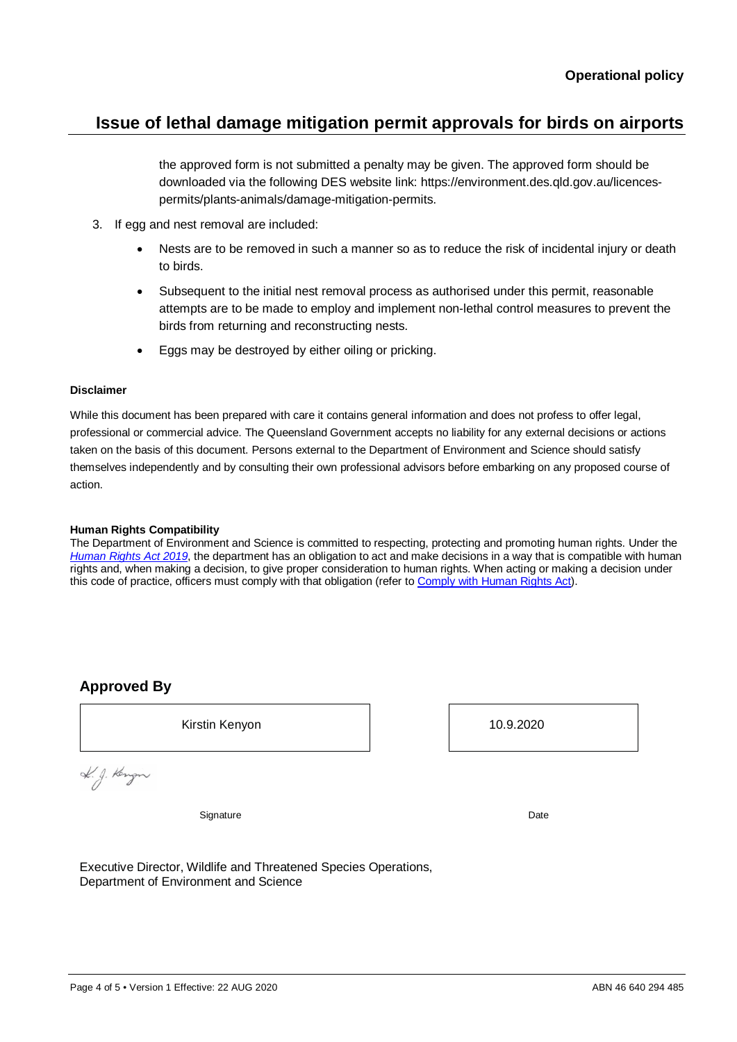the approved form is not submitted a penalty may be given. The approved form should be downloaded via the following DES website link: https://environment.des.qld.gov.au/licences-permits/plants-animals/damage-mitigation-permits.

3. If egg and nest removal are included:

    - Nests are to be removed in such a manner so as to reduce the risk of incidental injury or death to birds.
    - Subsequent to the initial nest removal process as authorised under this permit, reasonable attempts are to be made to employ and implement non-lethal control measures to prevent the birds from returning and reconstructing nests.
    - Eggs may be destroyed by either oiling or pricking.

**Disclaimer**

While this document has been prepared with care it contains general information and does not profess to offer legal, professional or commercial advice. The Queensland Government accepts no liability for any external decisions or actions taken on the basis of this document. Persons external to the Department of Environment and Science should satisfy themselves independently and by consulting their own professional advisors before embarking on any proposed course of action.

**Human Rights Compatibility**

The Department of Environment and Science is committed to respecting, protecting and promoting human rights. Under the *Human Rights Act 2019*, the department has an obligation to act and make decisions in a way that is compatible with human rights and, when making a decision, to give proper consideration to human rights. When acting or making a decision under this code of practice, officers must comply with that obligation (refer to Comply with Human Rights Act).

## Approved By

| Kirstin Kenyon | 10.9.2020 |
|---|---|
| Signature | Date |

Executive Director, Wildlife and Threatened Species Operations,
Department of Environment and Science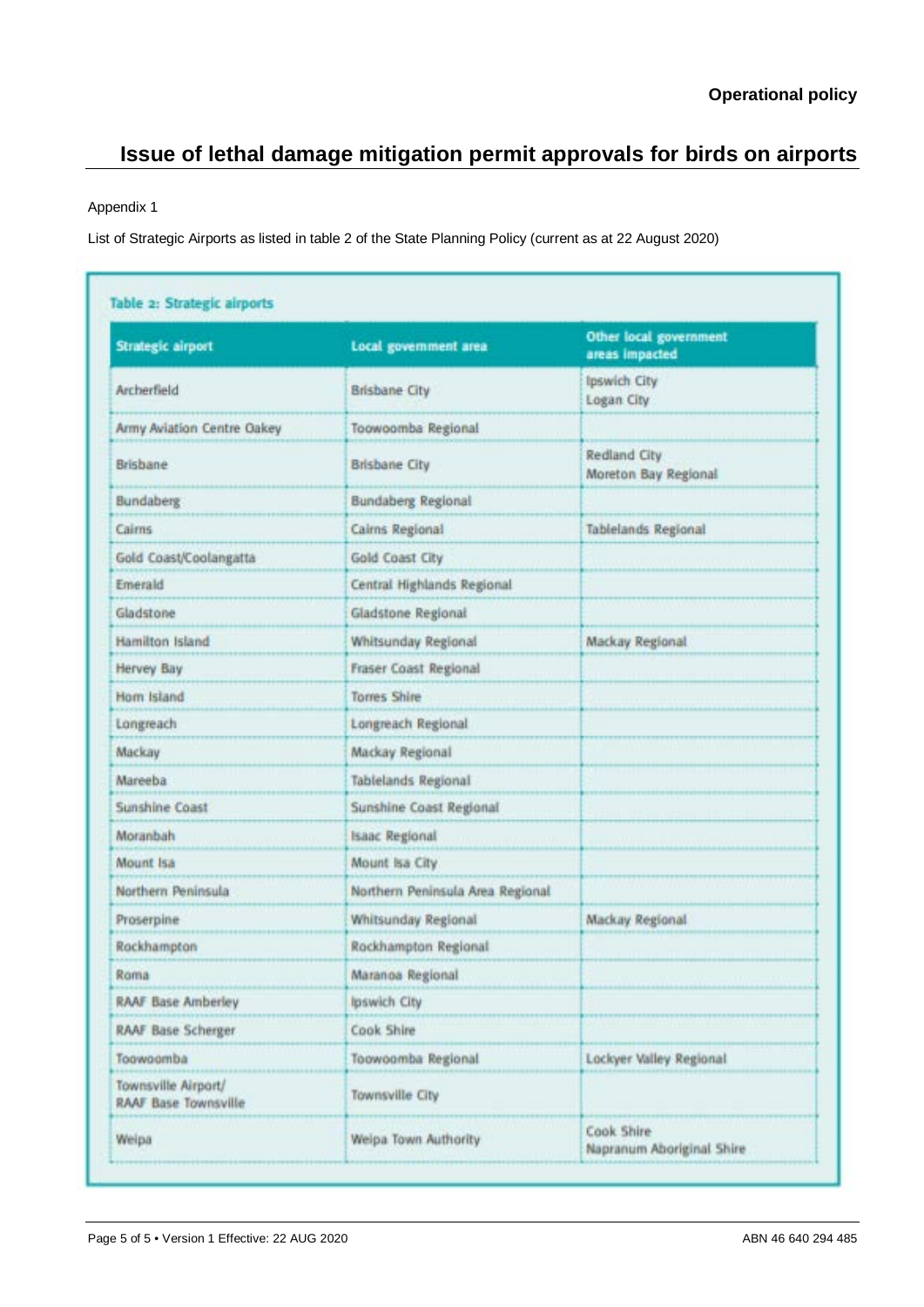**Operational policy**

# Issue of lethal damage mitigation permit approvals for birds on airports

Appendix 1

List of Strategic Airports as listed in table 2 of the State Planning Policy (current as at 22 August 2020)

**Table 2: Strategic airports**

| Strategic airport | Local government area | Other local government areas impacted |
|---|---|---|
| Archerfield | Brisbane City | Ipswich City<br>Logan City |
| Army Aviation Centre Oakey | Toowoomba Regional | |
| Brisbane | Brisbane City | Redland City<br>Moreton Bay Regional |
| Bundaberg | Bundaberg Regional | |
| Cairns | Cairns Regional | Tablelands Regional |
| Gold Coast/Coolangatta | Gold Coast City | |
| Emerald | Central Highlands Regional | |
| Gladstone | Gladstone Regional | |
| Hamilton Island | Whitsunday Regional | Mackay Regional |
| Hervey Bay | Fraser Coast Regional | |
| Horn Island | Torres Shire | |
| Longreach | Longreach Regional | |
| Mackay | Mackay Regional | |
| Mareeba | Tablelands Regional | |
| Sunshine Coast | Sunshine Coast Regional | |
| Moranbah | Isaac Regional | |
| Mount Isa | Mount Isa City | |
| Northern Peninsula | Northern Peninsula Area Regional | |
| Proserpine | Whitsunday Regional | Mackay Regional |
| Rockhampton | Rockhampton Regional | |
| Roma | Maranoa Regional | |
| RAAF Base Amberley | Ipswich City | |
| RAAF Base Scherger | Cook Shire | |
| Toowoomba | Toowoomba Regional | Lockyer Valley Regional |
| Townsville Airport/ RAAF Base Townsville | Townsville City | |
| Weipa | Weipa Town Authority | Cook Shire<br>Napranum Aboriginal Shire |